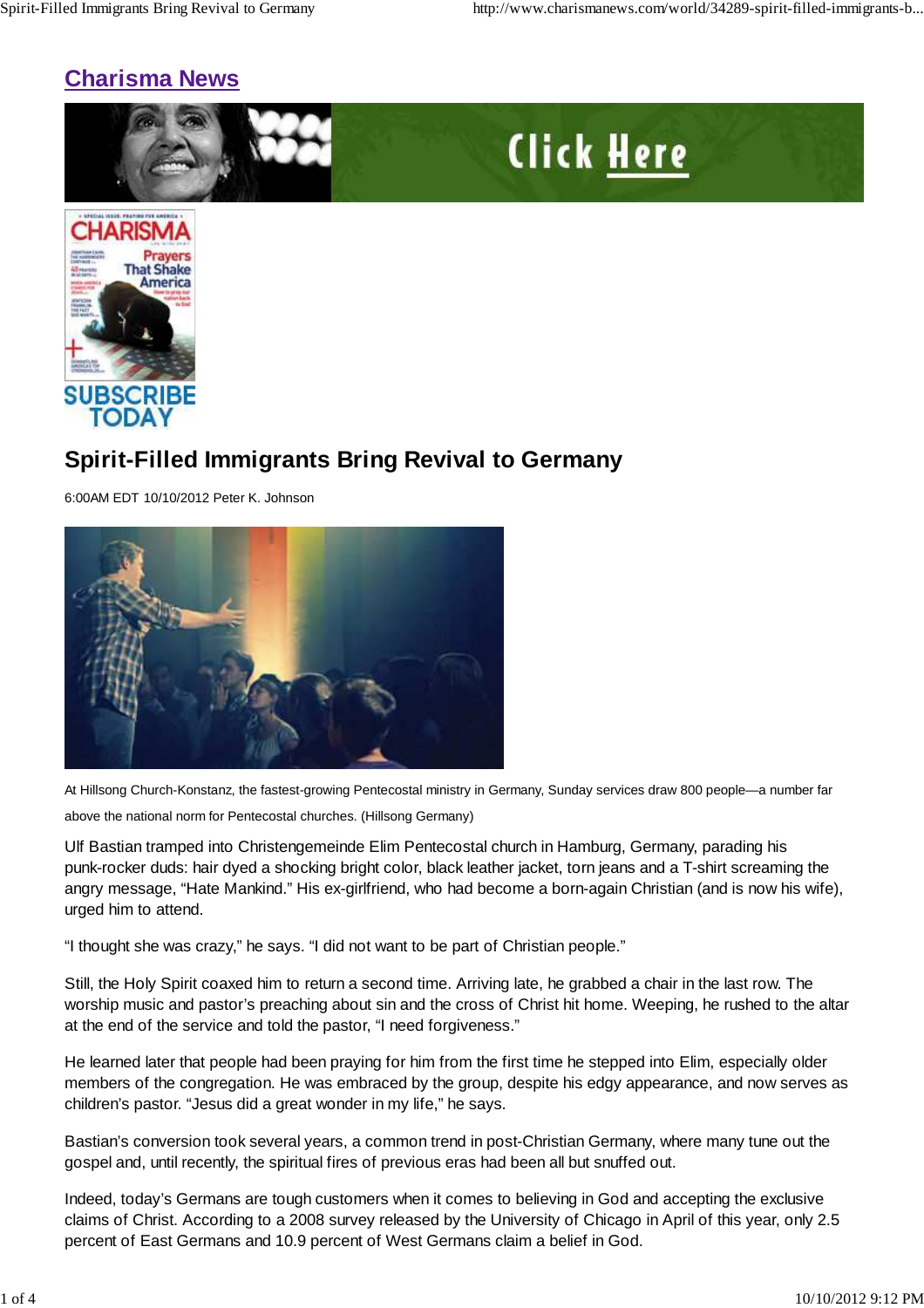# Charisma News

SUBSCRIBE TODAY

## Spirit-Filled Immigrants Bring Revival to Germany

6:00AM EDT 10/10/2012 Peter K. Johnson

At Hillsong Church-Konstanz, the fastest-growing Pentecostal ministry in Germany, Sunday services draw 800 people—a number far above the national norm for Pentecostal churches. (Hillsong Germany)

Ulf Bastian tramped into Christengemeinde Elim Pentecostal church in Hamburg, Germany, parading his punk-rocker duds: hair dyed a shocking bright color, black leather jacket, torn jeans and a T-shirt screaming the angry message, "Hate Mankind." His ex-girlfriend, who had become a born-again Christian (and is now his wife), urged him to attend.

"I thought she was crazy," he says. "I did not want to be part of Christian people."

Still, the Holy Spirit coaxed him to return a second time. Arriving late, he grabbed a chair in the last row. The worship music and pastor's preaching about sin and the cross of Christ hit home. Weeping, he rushed to the altar at the end of the service and told the pastor, "I need forgiveness."

He learned later that people had been praying for him from the first time he stepped into Elim, especially older members of the congregation. He was embraced by the group, despite his edgy appearance, and now serves as children's pastor. "Jesus did a great wonder in my life," he says.

Bastian's conversion took several years, a common trend in post-Christian Germany, where many tune out the gospel and, until recently, the spiritual fires of previous eras had been all but snuffed out.

Indeed, today's Germans are tough customers when it comes to believing in God and accepting the exclusive claims of Christ. According to a 2008 survey released by the University of Chicago in April of this year, only 2.5 percent of East Germans and 10.9 percent of West Germans claim a belief in God.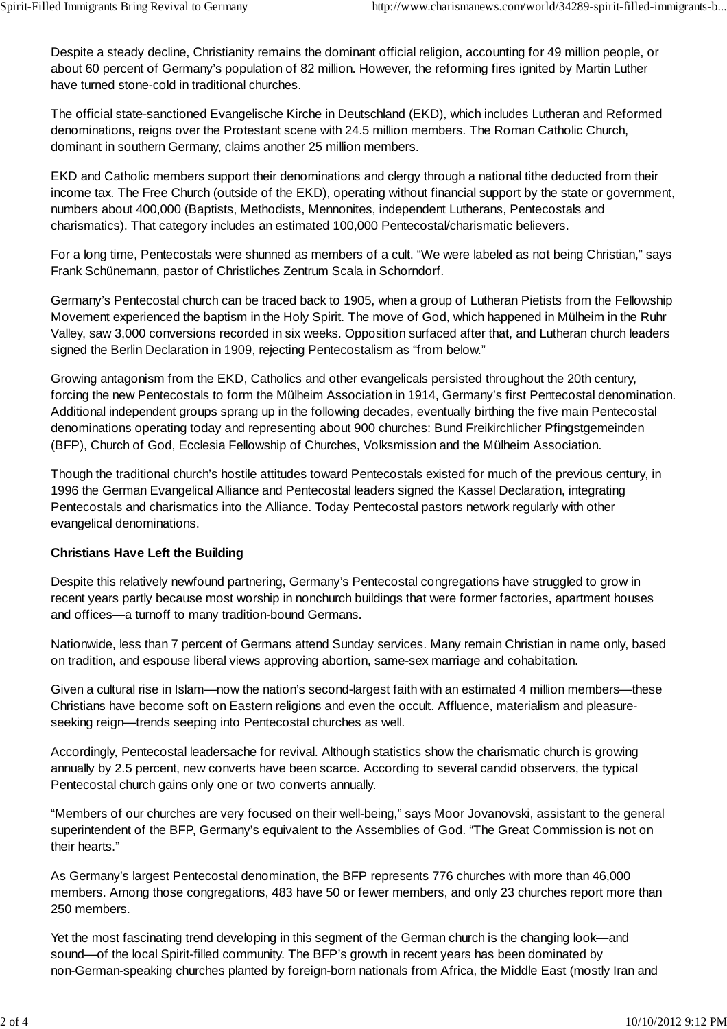Despite a steady decline, Christianity remains the dominant official religion, accounting for 49 million people, or about 60 percent of Germany's population of 82 million. However, the reforming fires ignited by Martin Luther have turned stone-cold in traditional churches.

The official state-sanctioned Evangelische Kirche in Deutschland (EKD), which includes Lutheran and Reformed denominations, reigns over the Protestant scene with 24.5 million members. The Roman Catholic Church, dominant in southern Germany, claims another 25 million members.

EKD and Catholic members support their denominations and clergy through a national tithe deducted from their income tax. The Free Church (outside of the EKD), operating without financial support by the state or government, numbers about 400,000 (Baptists, Methodists, Mennonites, independent Lutherans, Pentecostals and charismatics). That category includes an estimated 100,000 Pentecostal/charismatic believers.

For a long time, Pentecostals were shunned as members of a cult. "We were labeled as not being Christian," says Frank Schünemann, pastor of Christliches Zentrum Scala in Schorndorf.

Germany's Pentecostal church can be traced back to 1905, when a group of Lutheran Pietists from the Fellowship Movement experienced the baptism in the Holy Spirit. The move of God, which happened in Mülheim in the Ruhr Valley, saw 3,000 conversions recorded in six weeks. Opposition surfaced after that, and Lutheran church leaders signed the Berlin Declaration in 1909, rejecting Pentecostalism as "from below."

Growing antagonism from the EKD, Catholics and other evangelicals persisted throughout the 20th century, forcing the new Pentecostals to form the Mülheim Association in 1914, Germany's first Pentecostal denomination. Additional independent groups sprang up in the following decades, eventually birthing the five main Pentecostal denominations operating today and representing about 900 churches: Bund Freikirchlicher Pfingstgemeinden (BFP), Church of God, Ecclesia Fellowship of Churches, Volksmission and the Mülheim Association.

Though the traditional church's hostile attitudes toward Pentecostals existed for much of the previous century, in 1996 the German Evangelical Alliance and Pentecostal leaders signed the Kassel Declaration, integrating Pentecostals and charismatics into the Alliance. Today Pentecostal pastors network regularly with other evangelical denominations.

**Christians Have Left the Building**

Despite this relatively newfound partnering, Germany's Pentecostal congregations have struggled to grow in recent years partly because most worship in nonchurch buildings that were former factories, apartment houses and offices—a turnoff to many tradition-bound Germans.

Nationwide, less than 7 percent of Germans attend Sunday services. Many remain Christian in name only, based on tradition, and espouse liberal views approving abortion, same-sex marriage and cohabitation.

Given a cultural rise in Islam—now the nation's second-largest faith with an estimated 4 million members—these Christians have become soft on Eastern religions and even the occult. Affluence, materialism and pleasure-seeking reign—trends seeping into Pentecostal churches as well.

Accordingly, Pentecostal leadersache for revival. Although statistics show the charismatic church is growing annually by 2.5 percent, new converts have been scarce. According to several candid observers, the typical Pentecostal church gains only one or two converts annually.

"Members of our churches are very focused on their well-being," says Moor Jovanovski, assistant to the general superintendent of the BFP, Germany's equivalent to the Assemblies of God. "The Great Commission is not on their hearts."

As Germany's largest Pentecostal denomination, the BFP represents 776 churches with more than 46,000 members. Among those congregations, 483 have 50 or fewer members, and only 23 churches report more than 250 members.

Yet the most fascinating trend developing in this segment of the German church is the changing look—and sound—of the local Spirit-filled community. The BFP's growth in recent years has been dominated by non-German-speaking churches planted by foreign-born nationals from Africa, the Middle East (mostly Iran and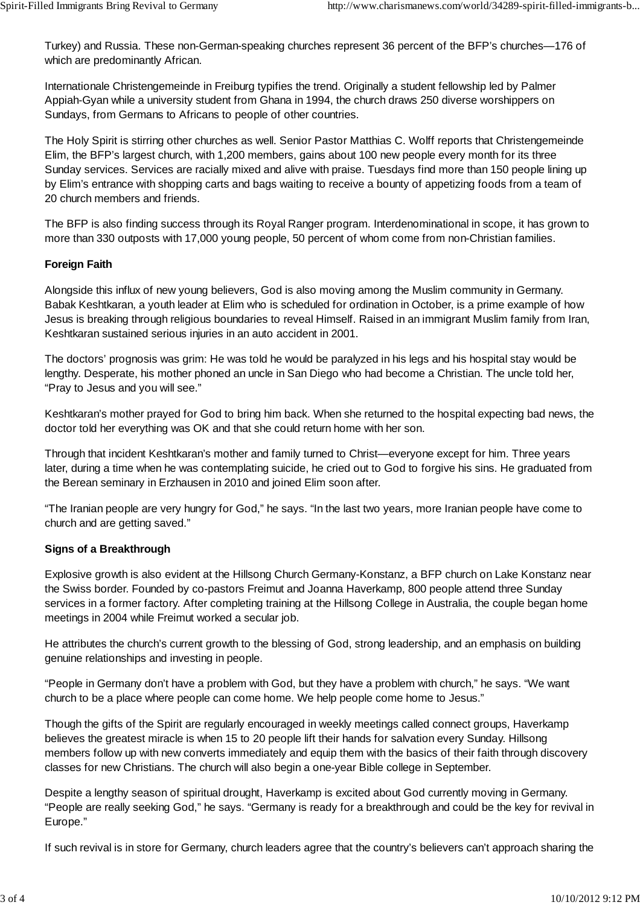Turkey) and Russia. These non-German-speaking churches represent 36 percent of the BFP's churches—176 of which are predominantly African.

Internationale Christengemeinde in Freiburg typifies the trend. Originally a student fellowship led by Palmer Appiah-Gyan while a university student from Ghana in 1994, the church draws 250 diverse worshippers on Sundays, from Germans to Africans to people of other countries.

The Holy Spirit is stirring other churches as well. Senior Pastor Matthias C. Wolff reports that Christengemeinde Elim, the BFP's largest church, with 1,200 members, gains about 100 new people every month for its three Sunday services. Services are racially mixed and alive with praise. Tuesdays find more than 150 people lining up by Elim's entrance with shopping carts and bags waiting to receive a bounty of appetizing foods from a team of 20 church members and friends.

The BFP is also finding success through its Royal Ranger program. Interdenominational in scope, it has grown to more than 330 outposts with 17,000 young people, 50 percent of whom come from non-Christian families.

**Foreign Faith**

Alongside this influx of new young believers, God is also moving among the Muslim community in Germany. Babak Keshtkaran, a youth leader at Elim who is scheduled for ordination in October, is a prime example of how Jesus is breaking through religious boundaries to reveal Himself. Raised in an immigrant Muslim family from Iran, Keshtkaran sustained serious injuries in an auto accident in 2001.

The doctors' prognosis was grim: He was told he would be paralyzed in his legs and his hospital stay would be lengthy. Desperate, his mother phoned an uncle in San Diego who had become a Christian. The uncle told her, "Pray to Jesus and you will see."

Keshtkaran's mother prayed for God to bring him back. When she returned to the hospital expecting bad news, the doctor told her everything was OK and that she could return home with her son.

Through that incident Keshtkaran's mother and family turned to Christ—everyone except for him. Three years later, during a time when he was contemplating suicide, he cried out to God to forgive his sins. He graduated from the Berean seminary in Erzhausen in 2010 and joined Elim soon after.

"The Iranian people are very hungry for God," he says. "In the last two years, more Iranian people have come to church and are getting saved."

**Signs of a Breakthrough**

Explosive growth is also evident at the Hillsong Church Germany-Konstanz, a BFP church on Lake Konstanz near the Swiss border. Founded by co-pastors Freimut and Joanna Haverkamp, 800 people attend three Sunday services in a former factory. After completing training at the Hillsong College in Australia, the couple began home meetings in 2004 while Freimut worked a secular job.

He attributes the church's current growth to the blessing of God, strong leadership, and an emphasis on building genuine relationships and investing in people.

"People in Germany don't have a problem with God, but they have a problem with church," he says. "We want church to be a place where people can come home. We help people come home to Jesus."

Though the gifts of the Spirit are regularly encouraged in weekly meetings called connect groups, Haverkamp believes the greatest miracle is when 15 to 20 people lift their hands for salvation every Sunday. Hillsong members follow up with new converts immediately and equip them with the basics of their faith through discovery classes for new Christians. The church will also begin a one-year Bible college in September.

Despite a lengthy season of spiritual drought, Haverkamp is excited about God currently moving in Germany. "People are really seeking God," he says. "Germany is ready for a breakthrough and could be the key for revival in Europe."

If such revival is in store for Germany, church leaders agree that the country's believers can't approach sharing the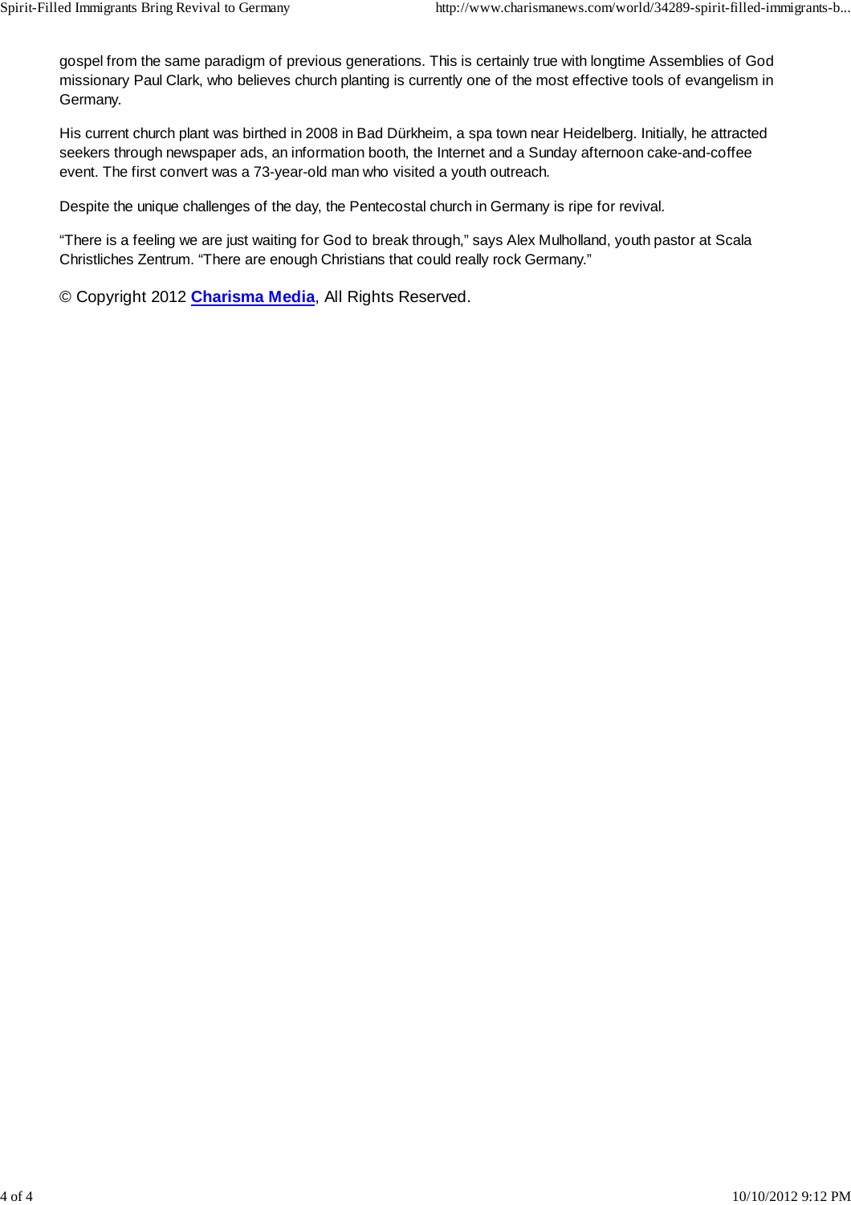gospel from the same paradigm of previous generations. This is certainly true with longtime Assemblies of God missionary Paul Clark, who believes church planting is currently one of the most effective tools of evangelism in Germany.

His current church plant was birthed in 2008 in Bad Dürkheim, a spa town near Heidelberg. Initially, he attracted seekers through newspaper ads, an information booth, the Internet and a Sunday afternoon cake-and-coffee event. The first convert was a 73-year-old man who visited a youth outreach.

Despite the unique challenges of the day, the Pentecostal church in Germany is ripe for revival.

“There is a feeling we are just waiting for God to break through,” says Alex Mulholland, youth pastor at Scala Christliches Zentrum. “There are enough Christians that could really rock Germany.”

© Copyright 2012 **Charisma Media**, All Rights Reserved.